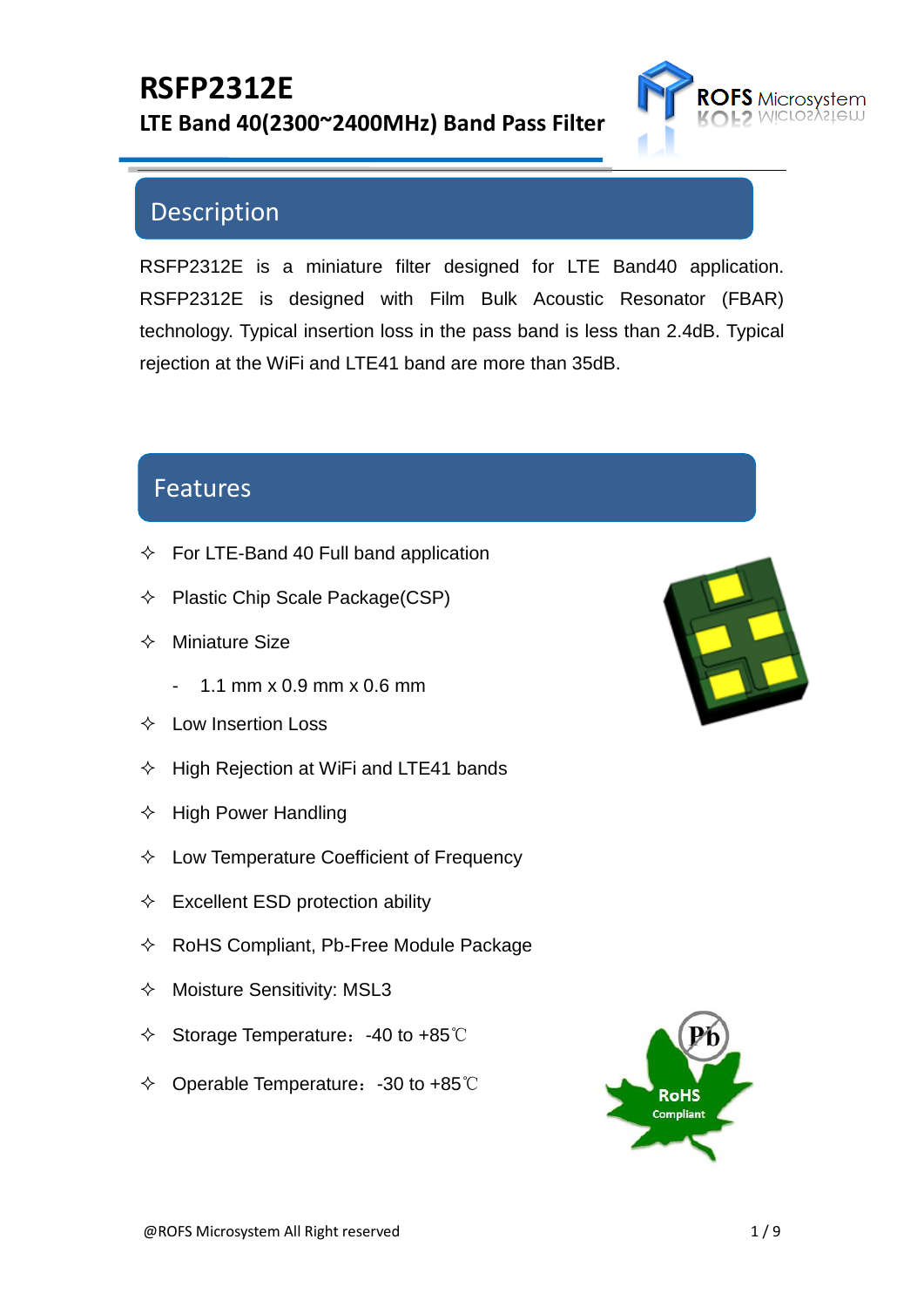# RSFP2312E

## LTE Band 40(2300~2400MHz) Band Pass Filter

## Description

RSFP2312E is a miniature filter designed for LTE Band40 application. RSFP2312E is designed with Film Bulk Acoustic Resonator (FBAR) technology. Typical insertion loss in the pass band is less than 2.4dB. Typical rejection at the WiFi and LTE41 band are more than 35dB.

## Features

- ✧ For LTE-Band 40 Full band application
- ✧ Plastic Chip Scale Package(CSP)
- ✧ Miniature Size
  - 1.1 mm x 0.9 mm x 0.6 mm
- ✧ Low Insertion Loss
- ✧ High Rejection at WiFi and LTE41 bands
- ✧ High Power Handling
- ✧ Low Temperature Coefficient of Frequency
- ✧ Excellent ESD protection ability
- ✧ RoHS Compliant, Pb-Free Module Package
- ✧ Moisture Sensitivity: MSL3
- ✧ Storage Temperature：-40 to +85℃
- ✧ Operable Temperature：-30 to +85℃

@ROFS Microsystem All Right reserved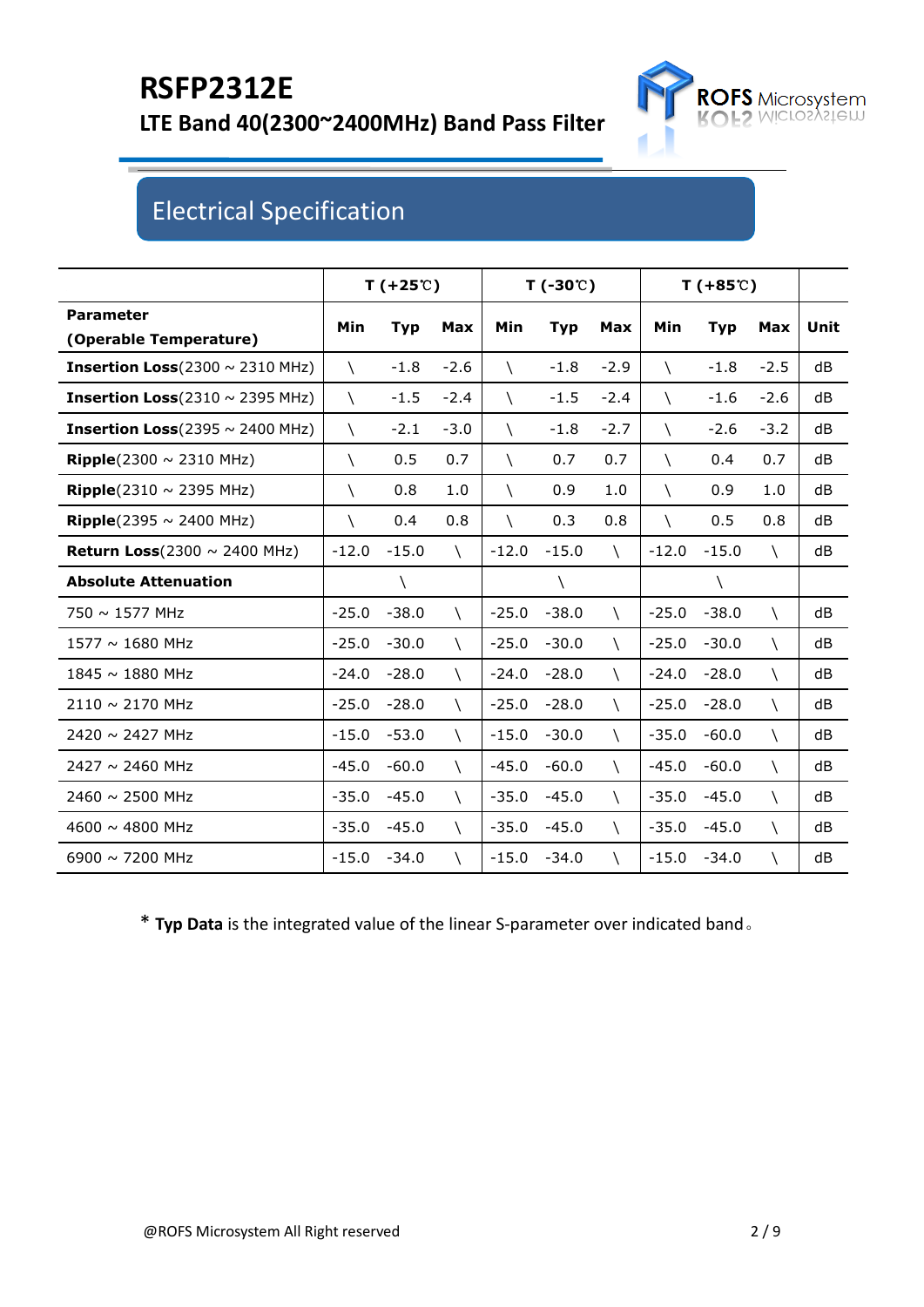# RSFP2312E

## LTE Band 40(2300~2400MHz) Band Pass Filter

## Electrical Specification

| Parameter (Operable Temperature) | T (+25℃) | | | T (-30℃) | | | T (+85℃) | | | Unit |
|---|---|---|---|---|---|---|---|---|---|---|
| | Min | Typ | Max | Min | Typ | Max | Min | Typ | Max | |
| **Insertion Loss**(2300 ~ 2310 MHz) | \ | -1.8 | -2.6 | \ | -1.8 | -2.9 | \ | -1.8 | -2.5 | dB |
| **Insertion Loss**(2310 ~ 2395 MHz) | \ | -1.5 | -2.4 | \ | -1.5 | -2.4 | \ | -1.6 | -2.6 | dB |
| **Insertion Loss**(2395 ~ 2400 MHz) | \ | -2.1 | -3.0 | \ | -1.8 | -2.7 | \ | -2.6 | -3.2 | dB |
| **Ripple**(2300 ~ 2310 MHz) | \ | 0.5 | 0.7 | \ | 0.7 | 0.7 | \ | 0.4 | 0.7 | dB |
| **Ripple**(2310 ~ 2395 MHz) | \ | 0.8 | 1.0 | \ | 0.9 | 1.0 | \ | 0.9 | 1.0 | dB |
| **Ripple**(2395 ~ 2400 MHz) | \ | 0.4 | 0.8 | \ | 0.3 | 0.8 | \ | 0.5 | 0.8 | dB |
| **Return Loss**(2300 ~ 2400 MHz) | -12.0 | -15.0 | \ | -12.0 | -15.0 | \ | -12.0 | -15.0 | \ | dB |
| **Absolute Attenuation** | | \ | | | \ | | | \ | | |
| 750 ~ 1577 MHz | -25.0 | -38.0 | \ | -25.0 | -38.0 | \ | -25.0 | -38.0 | \ | dB |
| 1577 ~ 1680 MHz | -25.0 | -30.0 | \ | -25.0 | -30.0 | \ | -25.0 | -30.0 | \ | dB |
| 1845 ~ 1880 MHz | -24.0 | -28.0 | \ | -24.0 | -28.0 | \ | -24.0 | -28.0 | \ | dB |
| 2110 ~ 2170 MHz | -25.0 | -28.0 | \ | -25.0 | -28.0 | \ | -25.0 | -28.0 | \ | dB |
| 2420 ~ 2427 MHz | -15.0 | -53.0 | \ | -15.0 | -30.0 | \ | -35.0 | -60.0 | \ | dB |
| 2427 ~ 2460 MHz | -45.0 | -60.0 | \ | -45.0 | -60.0 | \ | -45.0 | -60.0 | \ | dB |
| 2460 ~ 2500 MHz | -35.0 | -45.0 | \ | -35.0 | -45.0 | \ | -35.0 | -45.0 | \ | dB |
| 4600 ~ 4800 MHz | -35.0 | -45.0 | \ | -35.0 | -45.0 | \ | -35.0 | -45.0 | \ | dB |
| 6900 ~ 7200 MHz | -15.0 | -34.0 | \ | -15.0 | -34.0 | \ | -15.0 | -34.0 | \ | dB |

* **Typ Data** is the integrated value of the linear S-parameter over indicated band。

@ROFS Microsystem All Right reserved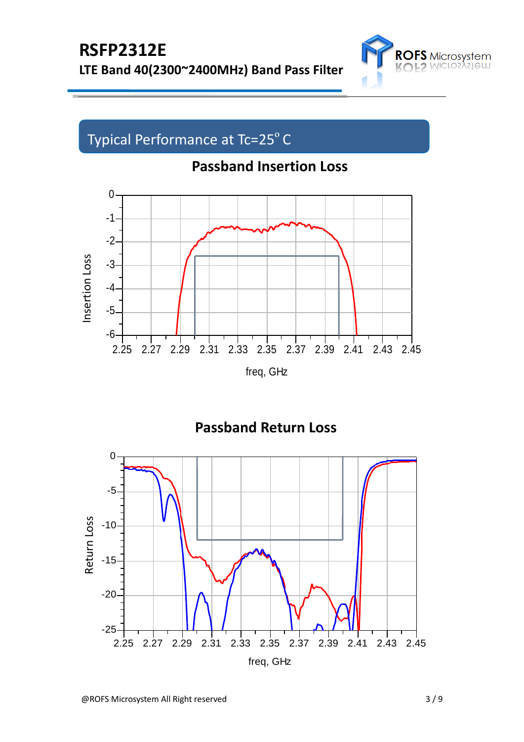# RSFP2312E

**LTE Band 40(2300~2400MHz) Band Pass Filter**

## Typical Performance at Tc=25° C

### Passband Insertion Loss

### Passband Return Loss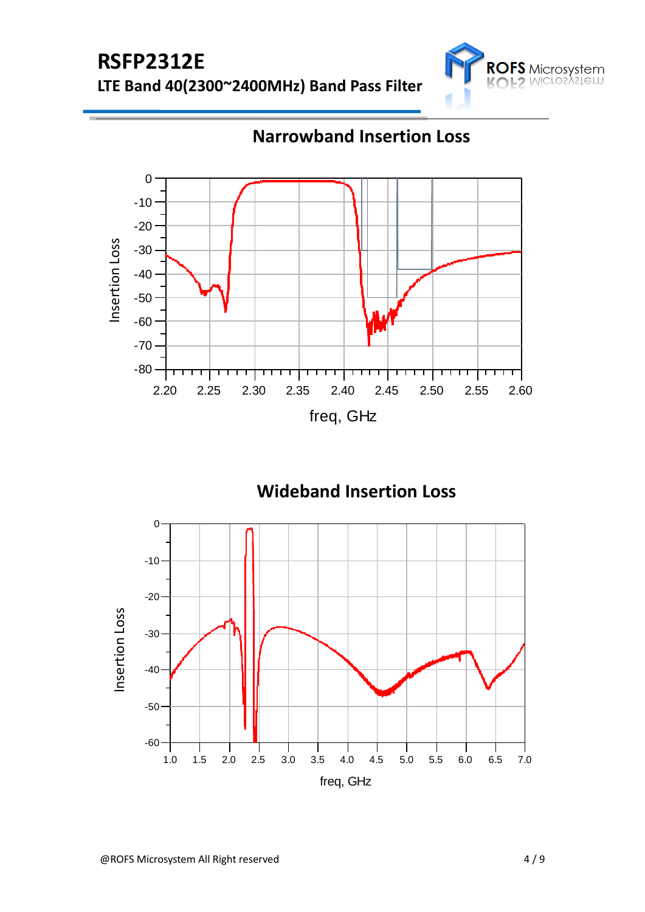# RSFP2312E

**LTE Band 40(2300~2400MHz) Band Pass Filter**

## Narrowband Insertion Loss

## Wideband Insertion Loss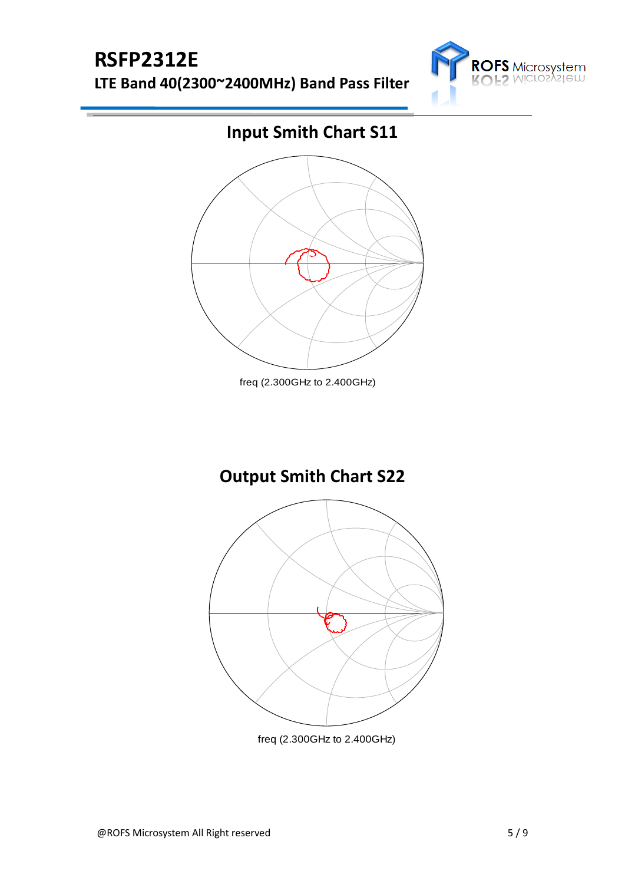## Input Smith Chart S11

freq (2.300GHz to 2.400GHz)

## Output Smith Chart S22

freq (2.300GHz to 2.400GHz)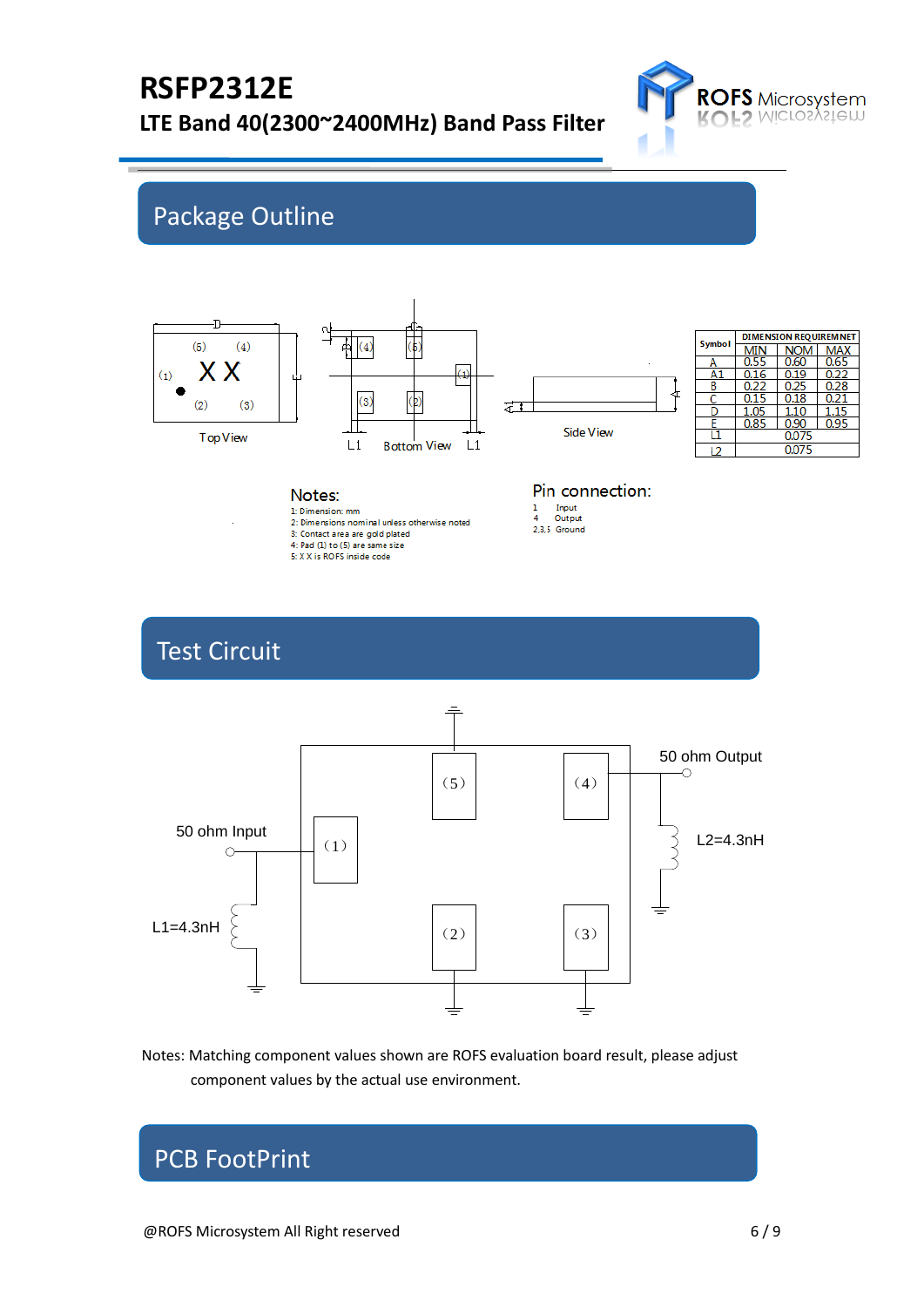## Package Outline

Top View

Bottom View

Side View

| Symbol | DIMENSION REQUIREMNET | | |
|---|---|---|---|
| | MIN | NOM | MAX |
| A | 0.55 | 0.60 | 0.65 |
| A1 | 0.16 | 0.19 | 0.22 |
| B | 0.22 | 0.25 | 0.28 |
| C | 0.15 | 0.18 | 0.21 |
| D | 1.05 | 1.10 | 1.15 |
| E | 0.85 | 0.90 | 0.95 |
| L1 | | 0.075 | |
| L2 | | 0.075 | |

**Notes:**

1: Dimension: mm
2: Dimensions nominal unless otherwise noted
3: Contact area are gold plated
4: Pad (1) to (5) are same size
5: X X is ROFS inside code

**Pin connection:**

1 Input
4 Output
2,3,5 Ground

## Test Circuit

50 ohm Input

50 ohm Output

L1=4.3nH

L2=4.3nH

Notes: Matching component values shown are ROFS evaluation board result, please adjust component values by the actual use environment.

## PCB FootPrint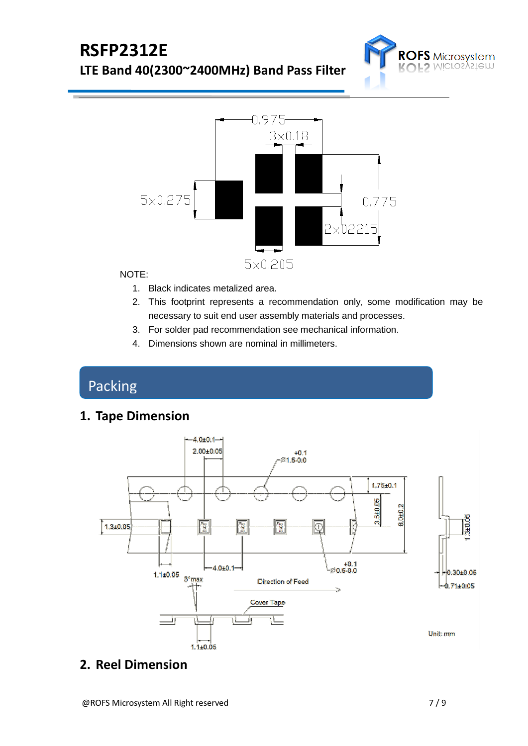NOTE:

1. Black indicates metalized area.
2. This footprint represents a recommendation only, some modification may be necessary to suit end user assembly materials and processes.
3. For solder pad recommendation see mechanical information.
4. Dimensions shown are nominal in millimeters.

# Packing

## 1. Tape Dimension

Unit: mm

## 2. Reel Dimension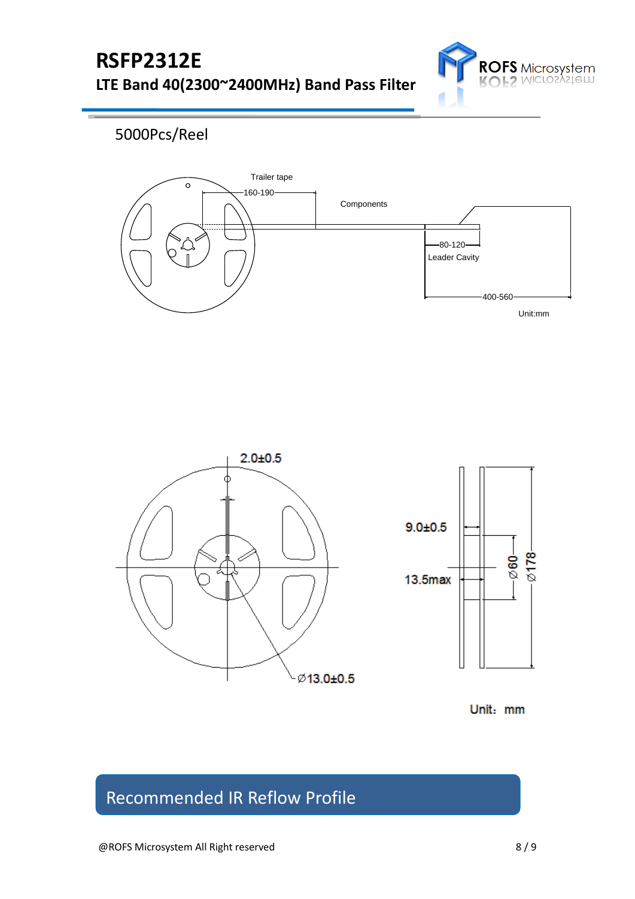5000Pcs/Reel

Trailer tape

160-190

Components

80-120

Leader Cavity

400-560

Unit:mm

2.0±0.5

9.0±0.5

13.5max

Ø60

Ø178

Ø13.0±0.5

Unit：mm

## Recommended IR Reflow Profile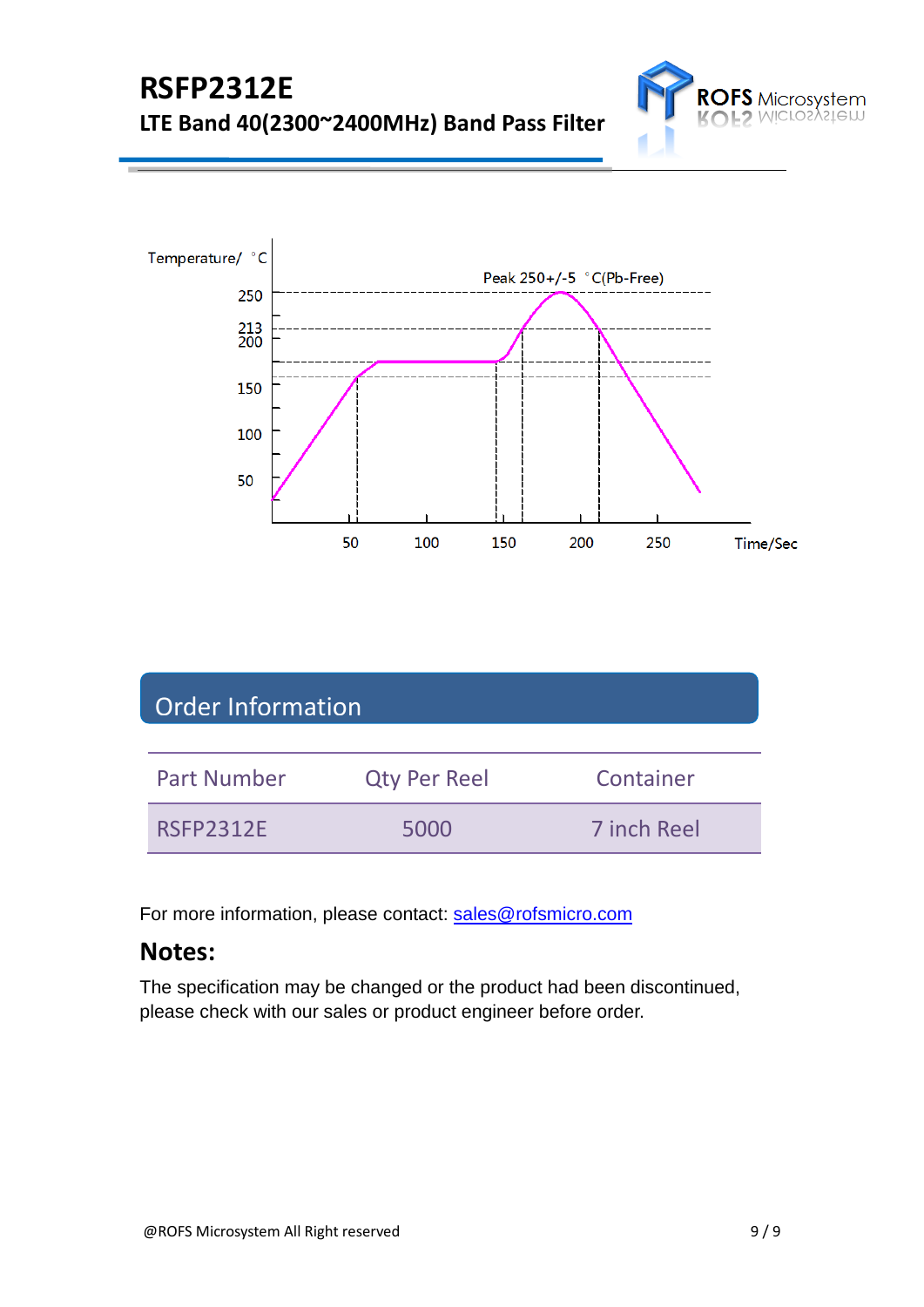Temperature/ °C

Peak 250+/-5 °C(Pb-Free)

250
213
200
150
100
50

50
100
150
200
250
Time/Sec

## Order Information

| Part Number | Qty Per Reel | Container |
| --- | --- | --- |
| RSFP2312E | 5000 | 7 inch Reel |

For more information, please contact: sales@rofsmicro.com

## Notes:

The specification may be changed or the product had been discontinued, please check with our sales or product engineer before order.